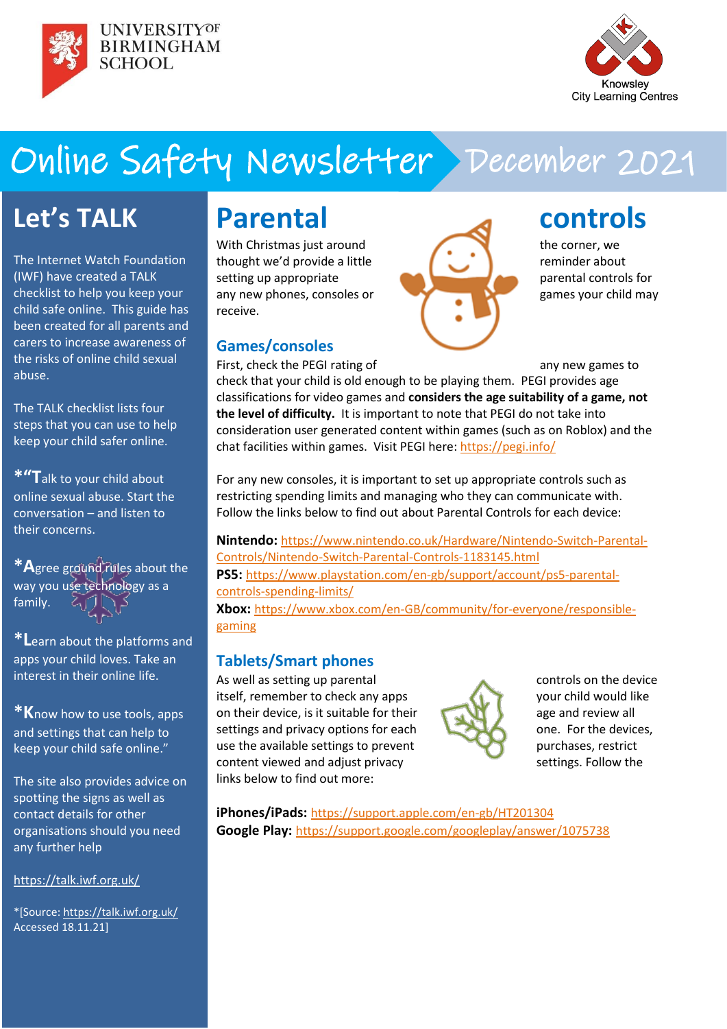UNIVERSITY OF BIRMINGHAM SCHOOL

Knowsley City Learning Centres

# Online Safety Newsletter December 2021

## Let's TALK

The Internet Watch Foundation (IWF) have created a TALK checklist to help you keep your child safe online. This guide has been created for all parents and carers to increase awareness of the risks of online child sexual abuse.

The TALK checklist lists four steps that you can use to help keep your child safer online.

*"**T**alk to your child about online sexual abuse. Start the conversation – and listen to their concerns.

***A**gree ground rules about the way you use technology as a family.

***L**earn about the platforms and apps your child loves. Take an interest in their online life.

***K**now how to use tools, apps and settings that can help to keep your child safe online."

The site also provides advice on spotting the signs as well as contact details for other organisations should you need any further help

https://talk.iwf.org.uk/

*[Source: https://talk.iwf.org.uk/ Accessed 18.11.21]

## Parental controls

With Christmas just around the corner, we thought we'd provide a little reminder about setting up appropriate parental controls for any new phones, consoles or games your child may receive.

### Games/consoles

First, check the PEGI rating of any new games to check that your child is old enough to be playing them. PEGI provides age classifications for video games and **considers the age suitability of a game, not the level of difficulty.** It is important to note that PEGI do not take into consideration user generated content within games (such as on Roblox) and the chat facilities within games. Visit PEGI here: https://pegi.info/

For any new consoles, it is important to set up appropriate controls such as restricting spending limits and managing who they can communicate with. Follow the links below to find out about Parental Controls for each device:

**Nintendo:** https://www.nintendo.co.uk/Hardware/Nintendo-Switch-Parental-Controls/Nintendo-Switch-Parental-Controls-1183145.html
**PS5:** https://www.playstation.com/en-gb/support/account/ps5-parental-controls-spending-limits/
**Xbox:** https://www.xbox.com/en-GB/community/for-everyone/responsible-gaming

### Tablets/Smart phones

As well as setting up parental controls on the device itself, remember to check any apps your child would like on their device, is it suitable for their age and review all settings and privacy options for each one. For the devices, use the available settings to prevent purchases, restrict content viewed and adjust privacy settings. Follow the links below to find out more:

**iPhones/iPads:** https://support.apple.com/en-gb/HT201304
**Google Play:** https://support.google.com/googleplay/answer/1075738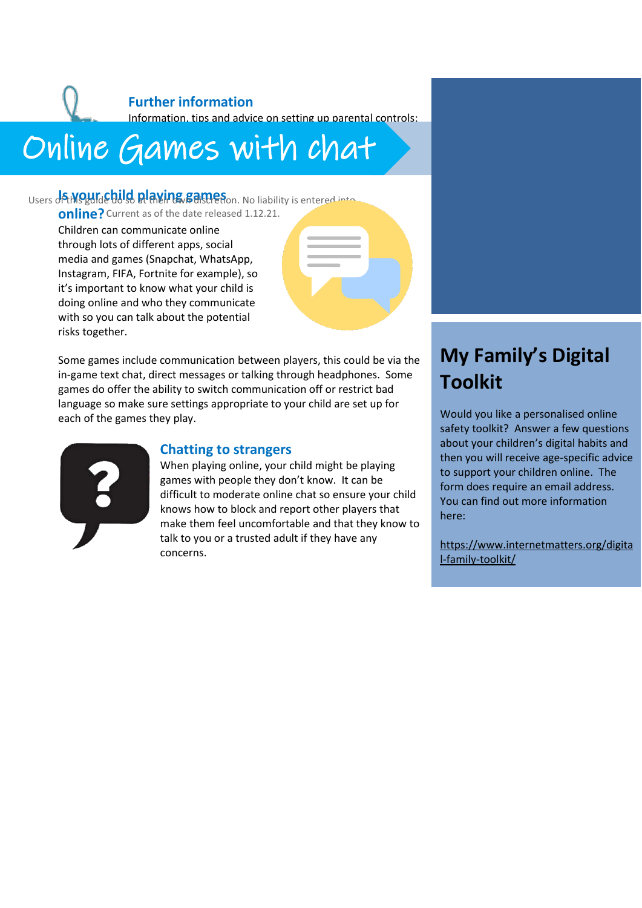# Online Games with chat

## Is your child playing games online?

Children can communicate online through lots of different apps, social media and games (Snapchat, WhatsApp, Instagram, FIFA, Fortnite for example), so it's important to know what your child is doing online and who they communicate with so you can talk about the potential risks together.

Some games include communication between players, this could be via the in-game text chat, direct messages or talking through headphones. Some games do offer the ability to switch communication off or restrict bad language so make sure settings appropriate to your child are set up for each of the games they play.

## Chatting to strangers

When playing online, your child might be playing games with people they don't know. It can be difficult to moderate online chat so ensure your child knows how to block and report other players that make them feel uncomfortable and that they know to talk to you or a trusted adult if they have any concerns.

## My Family's Digital Toolkit

Would you like a personalised online safety toolkit? Answer a few questions about your children's digital habits and then you will receive age-specific advice to support your children online. The form does require an email address. You can find out more information here:

https://www.internetmatters.org/digital-family-toolkit/

## Further information

Information, tips and advice on setting up parental controls:

Users of this guide do so at their own discretion. No liability is entered into. Current as of the date released 1.12.21.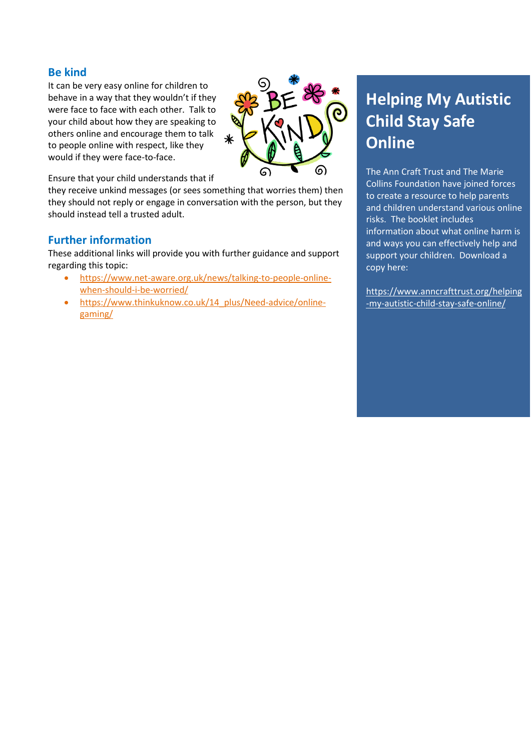## Be kind

It can be very easy online for children to behave in a way that they wouldn't if they were face to face with each other. Talk to your child about how they are speaking to others online and encourage them to talk to people online with respect, like they would if they were face-to-face.

Ensure that your child understands that if they receive unkind messages (or sees something that worries them) then they should not reply or engage in conversation with the person, but they should instead tell a trusted adult.

## Further information

These additional links will provide you with further guidance and support regarding this topic:

- https://www.net-aware.org.uk/news/talking-to-people-online-when-should-i-be-worried/
- https://www.thinkuknow.co.uk/14_plus/Need-advice/online-gaming/

## Helping My Autistic Child Stay Safe Online

The Ann Craft Trust and The Marie Collins Foundation have joined forces to create a resource to help parents and children understand various online risks. The booklet includes information about what online harm is and ways you can effectively help and support your children. Download a copy here:

https://www.anncrafttrust.org/helping-my-autistic-child-stay-safe-online/